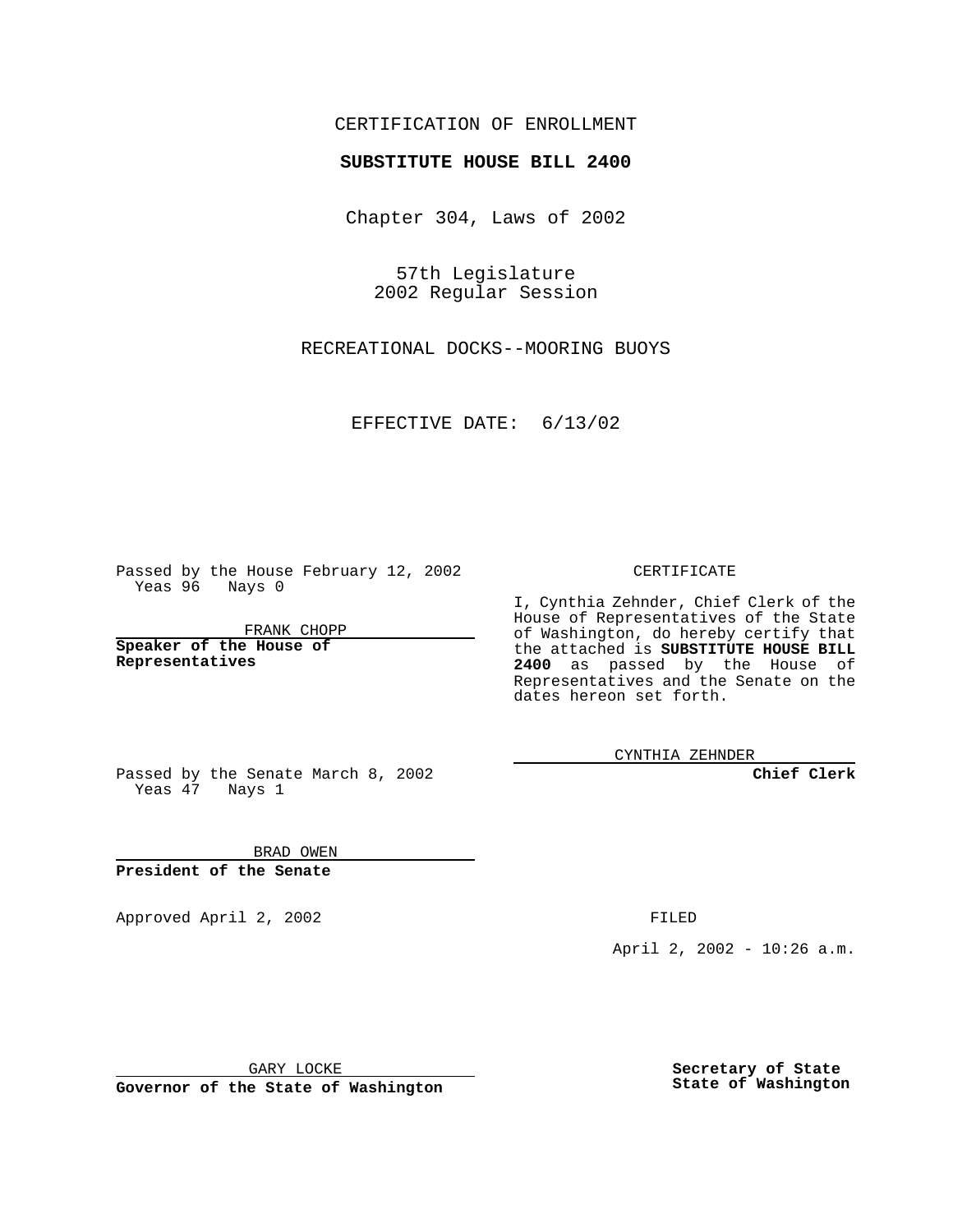CERTIFICATION OF ENROLLMENT

**SUBSTITUTE HOUSE BILL 2400**

Chapter 304, Laws of 2002

57th Legislature
2002 Regular Session

RECREATIONAL DOCKS--MOORING BUOYS

EFFECTIVE DATE: 6/13/02

Passed by the House February 12, 2002
Yeas 96 Nays 0

FRANK CHOPP

**Speaker of the House of Representatives**

Passed by the Senate March 8, 2002
Yeas 47 Nays 1

BRAD OWEN

**President of the Senate**

Approved April 2, 2002

GARY LOCKE

**Governor of the State of Washington**

CERTIFICATE

I, Cynthia Zehnder, Chief Clerk of the House of Representatives of the State of Washington, do hereby certify that the attached is **SUBSTITUTE HOUSE BILL 2400** as passed by the House of Representatives and the Senate on the dates hereon set forth.

CYNTHIA ZEHNDER

**Chief Clerk**

FILED

April 2, 2002 - 10:26 a.m.

**Secretary of State**
**State of Washington**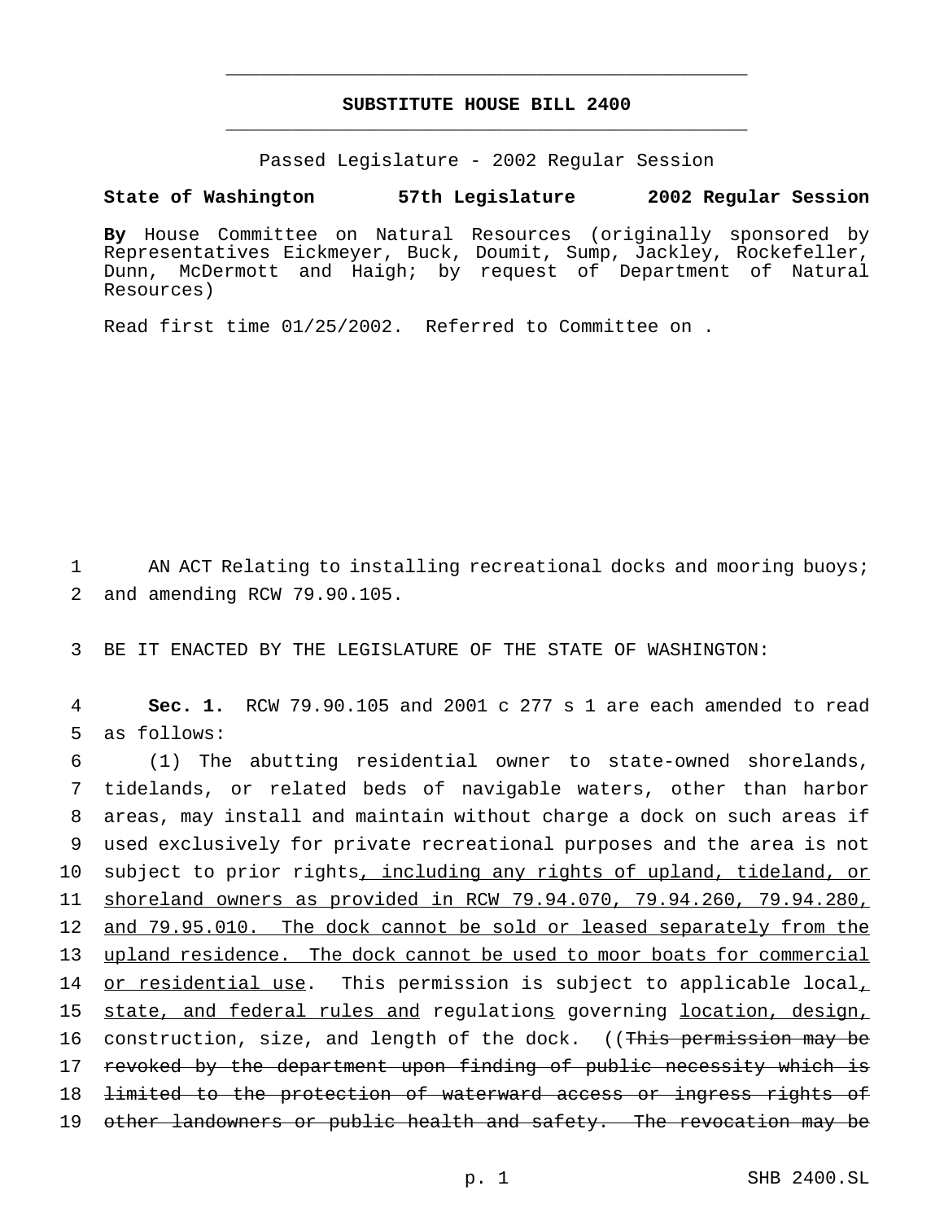# SUBSTITUTE HOUSE BILL 2400

Passed Legislature - 2002 Regular Session

**State of Washington 57th Legislature 2002 Regular Session**

**By** House Committee on Natural Resources (originally sponsored by Representatives Eickmeyer, Buck, Doumit, Sump, Jackley, Rockefeller, Dunn, McDermott and Haigh; by request of Department of Natural Resources)

Read first time 01/25/2002. Referred to Committee on .

1 AN ACT Relating to installing recreational docks and mooring buoys; 2 and amending RCW 79.90.105.

3 BE IT ENACTED BY THE LEGISLATURE OF THE STATE OF WASHINGTON:

4 **Sec. 1.** RCW 79.90.105 and 2001 c 277 s 1 are each amended to read 5 as follows:

6 (1) The abutting residential owner to state-owned shorelands, 7 tidelands, or related beds of navigable waters, other than harbor 8 areas, may install and maintain without charge a dock on such areas if 9 used exclusively for private recreational purposes and the area is not 10 subject to prior rights<u>, including any rights of upland, tideland, or</u> 11 <u>shoreland owners as provided in RCW 79.94.070, 79.94.260, 79.94.280,</u> 12 <u>and 79.95.010. The dock cannot be sold or leased separately from the</u> 13 <u>upland residence. The dock cannot be used to moor boats for commercial</u> 14 <u>or residential use</u>. This permission is subject to applicable local<u>,</u> 15 <u>state, and federal rules and</u> regulation<u>s</u> governing <u>location, design,</u> 16 construction, size, and length of the dock. ((~~This permission may be~~ 17 ~~revoked by the department upon finding of public necessity which is~~ 18 ~~limited to the protection of waterward access or ingress rights of~~ 19 ~~other landowners or public health and safety. The revocation may be~~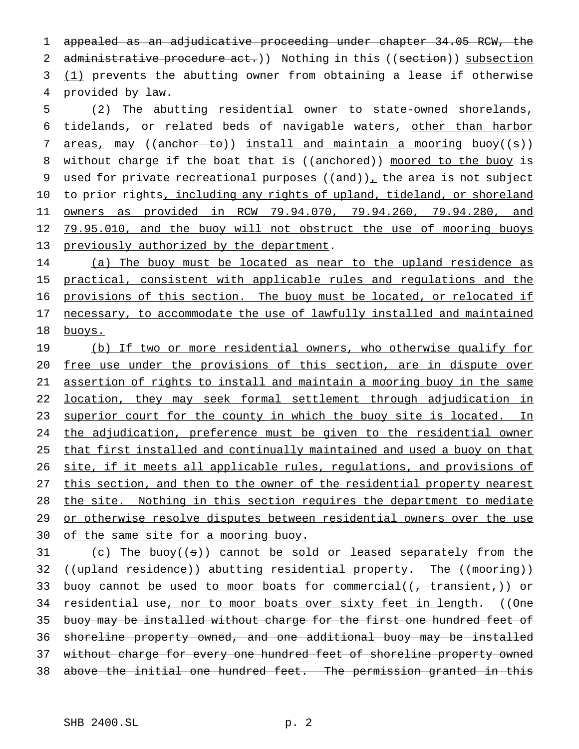appealed as an adjudicative proceeding under chapter 34.05 RCW, the administrative procedure act.)) Nothing in this ((section)) subsection (1) prevents the abutting owner from obtaining a lease if otherwise provided by law.

(2) The abutting residential owner to state-owned shorelands, tidelands, or related beds of navigable waters, other than harbor areas, may ((anchor to)) install and maintain a mooring buoy((s)) without charge if the boat that is ((anchored)) moored to the buoy is used for private recreational purposes ((and)), the area is not subject to prior rights, including any rights of upland, tideland, or shoreland owners as provided in RCW 79.94.070, 79.94.260, 79.94.280, and 79.95.010, and the buoy will not obstruct the use of mooring buoys previously authorized by the department.

(a) The buoy must be located as near to the upland residence as practical, consistent with applicable rules and regulations and the provisions of this section. The buoy must be located, or relocated if necessary, to accommodate the use of lawfully installed and maintained buoys.

(b) If two or more residential owners, who otherwise qualify for free use under the provisions of this section, are in dispute over assertion of rights to install and maintain a mooring buoy in the same location, they may seek formal settlement through adjudication in superior court for the county in which the buoy site is located. In the adjudication, preference must be given to the residential owner that first installed and continually maintained and used a buoy on that site, if it meets all applicable rules, regulations, and provisions of this section, and then to the owner of the residential property nearest the site. Nothing in this section requires the department to mediate or otherwise resolve disputes between residential owners over the use of the same site for a mooring buoy.

(c) The buoy((s)) cannot be sold or leased separately from the ((upland residence)) abutting residential property. The ((mooring)) buoy cannot be used to moor boats for commercial((, transient,)) or residential use, nor to moor boats over sixty feet in length. ((One buoy may be installed without charge for the first one hundred feet of shoreline property owned, and one additional buoy may be installed without charge for every one hundred feet of shoreline property owned above the initial one hundred feet. The permission granted in this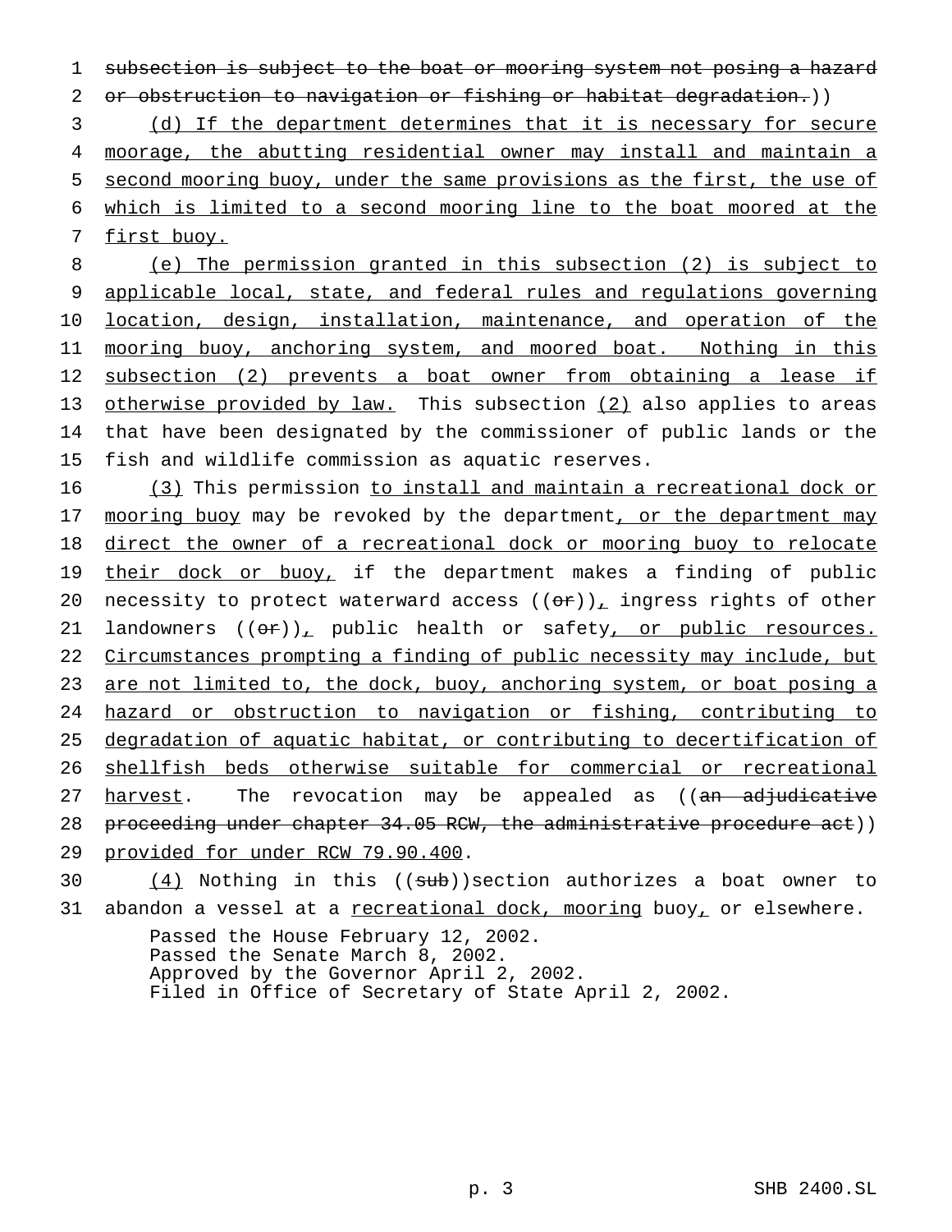subsection is subject to the boat or mooring system not posing a hazard or obstruction to navigation or fishing or habitat degradation.))

(d) If the department determines that it is necessary for secure moorage, the abutting residential owner may install and maintain a second mooring buoy, under the same provisions as the first, the use of which is limited to a second mooring line to the boat moored at the first buoy.

(e) The permission granted in this subsection (2) is subject to applicable local, state, and federal rules and regulations governing location, design, installation, maintenance, and operation of the mooring buoy, anchoring system, and moored boat. Nothing in this subsection (2) prevents a boat owner from obtaining a lease if otherwise provided by law. This subsection (2) also applies to areas that have been designated by the commissioner of public lands or the fish and wildlife commission as aquatic reserves.

(3) This permission to install and maintain a recreational dock or mooring buoy may be revoked by the department, or the department may direct the owner of a recreational dock or mooring buoy to relocate their dock or buoy, if the department makes a finding of public necessity to protect waterward access ((or)), ingress rights of other landowners ((or)), public health or safety, or public resources. Circumstances prompting a finding of public necessity may include, but are not limited to, the dock, buoy, anchoring system, or boat posing a hazard or obstruction to navigation or fishing, contributing to degradation of aquatic habitat, or contributing to decertification of shellfish beds otherwise suitable for commercial or recreational harvest. The revocation may be appealed as ((an adjudicative proceeding under chapter 34.05 RCW, the administrative procedure act)) provided for under RCW 79.90.400.

(4) Nothing in this ((sub))section authorizes a boat owner to abandon a vessel at a recreational dock, mooring buoy, or elsewhere.

Passed the House February 12, 2002.
Passed the Senate March 8, 2002.
Approved by the Governor April 2, 2002.
Filed in Office of Secretary of State April 2, 2002.